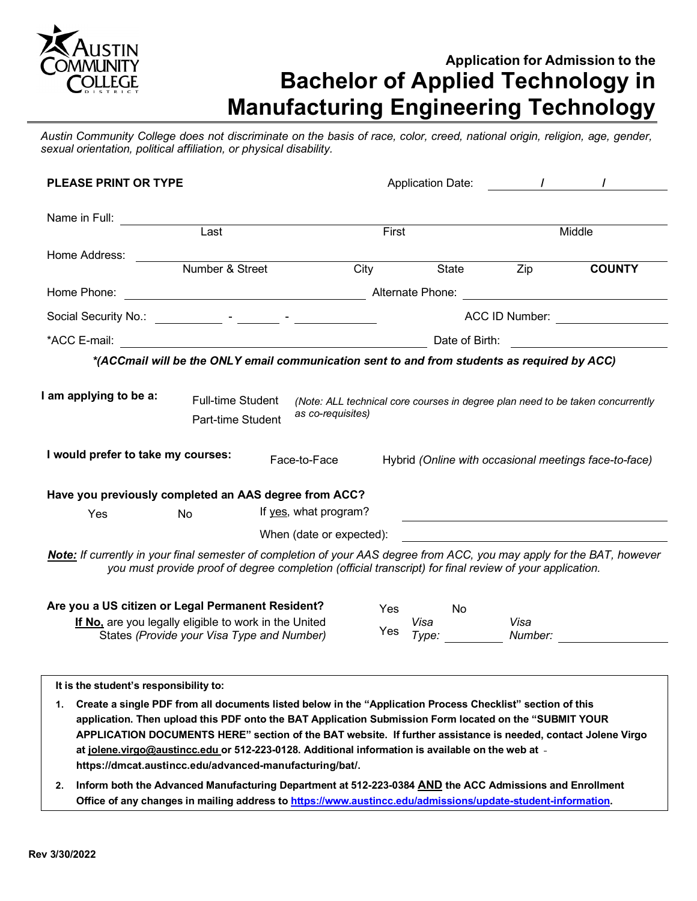AUSTIN COMMUNITY COLLEGE DISTRICT

### Application for Admission to the

# Bachelor of Applied Technology in Manufacturing Engineering Technology

*Austin Community College does not discriminate on the basis of race, color, creed, national origin, religion, age, gender, sexual orientation, political affiliation, or physical disability.*

**PLEASE PRINT OR TYPE** Application Date: ______ / ______ / ______

Name in Full: ______________________________________________
Last First Middle

Home Address: ______________________________________________
Number & Street City State Zip **COUNTY**

Home Phone: ______________________ Alternate Phone: ______________________

Social Security No.: ________ - ______ - ________ ACC ID Number: ______________

*ACC E-mail: ______________________________ Date of Birth: ______________

***(ACCmail will be the ONLY email communication sent to and from students as required by ACC)***

**I am applying to be a:** Full-time Student Part-time Student *(Note: ALL technical core courses in degree plan need to be taken concurrently as co-requisites)*

**I would prefer to take my courses:** Face-to-Face Hybrid *(Online with occasional meetings face-to-face)*

**Have you previously completed an AAS degree from ACC?**

Yes No If yes, what program? ______________________________

When (date or expected): ______________________________

***Note:*** *If currently in your final semester of completion of your AAS degree from ACC, you may apply for the BAT, however you must provide proof of degree completion (official transcript) for final review of your application.*

**Are you a US citizen or Legal Permanent Resident?** Yes No

**If No,** are you legally eligible to work in the United States *(Provide your Visa Type and Number)* Yes *Visa Type:* __________ *Visa Number:* __________

**It is the student's responsibility to:**

1. **Create a single PDF from all documents listed below in the "Application Process Checklist" section of this application. Then upload this PDF onto the BAT Application Submission Form located on the "SUBMIT YOUR APPLICATION DOCUMENTS HERE" section of the BAT website. If further assistance is needed, contact Jolene Virgo at jolene.virgo@austincc.edu or 512-223-0128. Additional information is available on the web at https://dmcat.austincc.edu/advanced-manufacturing/bat/.**
2. **Inform both the Advanced Manufacturing Department at 512-223-0384 AND the ACC Admissions and Enrollment Office of any changes in mailing address to https://www.austincc.edu/admissions/update-student-information.**

**Rev 3/30/2022**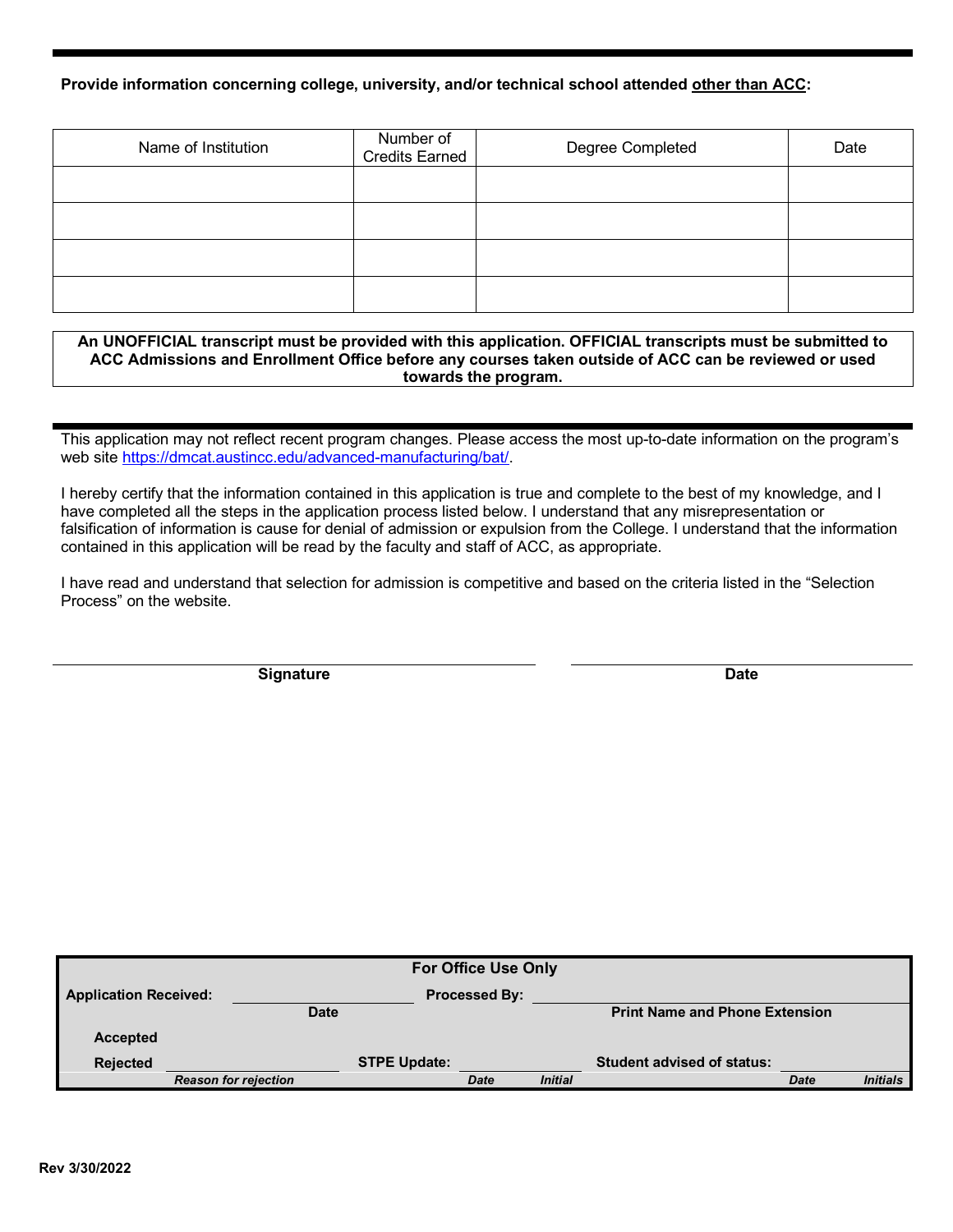**Provide information concerning college, university, and/or technical school attended <u>other than ACC</u>:**

| Name of Institution | Number of Credits Earned | Degree Completed | Date |
|---|---|---|---|
| | | | |
| | | | |
| | | | |
| | | | |

**An UNOFFICIAL transcript must be provided with this application. OFFICIAL transcripts must be submitted to ACC Admissions and Enrollment Office before any courses taken outside of ACC can be reviewed or used towards the program.**

---

This application may not reflect recent program changes. Please access the most up-to-date information on the program's web site https://dmcat.austincc.edu/advanced-manufacturing/bat/.

I hereby certify that the information contained in this application is true and complete to the best of my knowledge, and I have completed all the steps in the application process listed below. I understand that any misrepresentation or falsification of information is cause for denial of admission or expulsion from the College. I understand that the information contained in this application will be read by the faculty and staff of ACC, as appropriate.

I have read and understand that selection for admission is competitive and based on the criteria listed in the "Selection Process" on the website.

\_\_\_\_\_\_\_\_\_\_\_\_\_\_\_\_\_\_\_\_\_\_\_\_\_\_\_\_\_\_\_\_ \_\_\_\_\_\_\_\_\_\_\_\_\_\_\_\_\_\_\_\_

**Signature** **Date**

**For Office Use Only**

**Application Received:** \_\_\_\_\_\_\_\_\_\_\_\_ **Processed By:** \_\_\_\_\_\_\_\_\_\_\_\_\_\_\_\_\_\_\_\_

**Date** **Print Name and Phone Extension**

**Accepted**

**Rejected** \_\_\_\_\_\_\_\_\_\_\_\_ **STPE Update:** \_\_\_\_\_\_\_\_ **Student advised of status:** \_\_\_\_\_\_\_\_

***Reason for rejection*** ***Date*** ***Initial*** ***Date*** ***Initials***

**Rev 3/30/2022**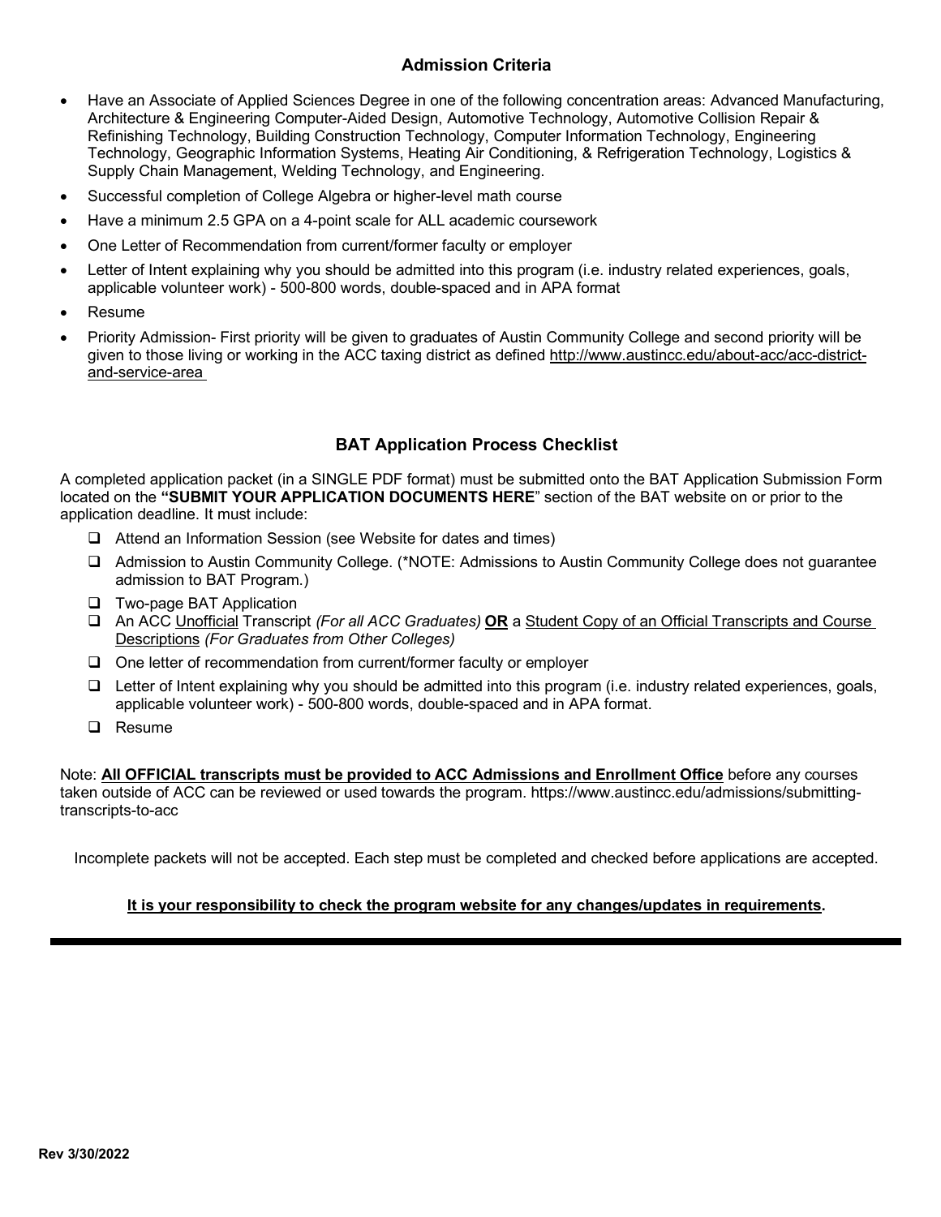## Admission Criteria

- Have an Associate of Applied Sciences Degree in one of the following concentration areas: Advanced Manufacturing, Architecture & Engineering Computer-Aided Design, Automotive Technology, Automotive Collision Repair & Refinishing Technology, Building Construction Technology, Computer Information Technology, Engineering Technology, Geographic Information Systems, Heating Air Conditioning, & Refrigeration Technology, Logistics & Supply Chain Management, Welding Technology, and Engineering.
- Successful completion of College Algebra or higher-level math course
- Have a minimum 2.5 GPA on a 4-point scale for ALL academic coursework
- One Letter of Recommendation from current/former faculty or employer
- Letter of Intent explaining why you should be admitted into this program (i.e. industry related experiences, goals, applicable volunteer work) - 500-800 words, double-spaced and in APA format
- Resume
- Priority Admission- First priority will be given to graduates of Austin Community College and second priority will be given to those living or working in the ACC taxing district as defined http://www.austincc.edu/about-acc/acc-district-and-service-area

## BAT Application Process Checklist

A completed application packet (in a SINGLE PDF format) must be submitted onto the BAT Application Submission Form located on the **"SUBMIT YOUR APPLICATION DOCUMENTS HERE"** section of the BAT website on or prior to the application deadline. It must include:

- ❑ Attend an Information Session (see Website for dates and times)
- ❑ Admission to Austin Community College. (*NOTE: Admissions to Austin Community College does not guarantee admission to BAT Program.)
- ❑ Two-page BAT Application
- ❑ An ACC Unofficial Transcript *(For all ACC Graduates)* **OR** a Student Copy of an Official Transcripts and Course Descriptions *(For Graduates from Other Colleges)*
- ❑ One letter of recommendation from current/former faculty or employer
- ❑ Letter of Intent explaining why you should be admitted into this program (i.e. industry related experiences, goals, applicable volunteer work) - 500-800 words, double-spaced and in APA format.
- ❑ Resume

Note: **All OFFICIAL transcripts must be provided to ACC Admissions and Enrollment Office** before any courses taken outside of ACC can be reviewed or used towards the program. https://www.austincc.edu/admissions/submitting-transcripts-to-acc

Incomplete packets will not be accepted. Each step must be completed and checked before applications are accepted.

**It is your responsibility to check the program website for any changes/updates in requirements.**

---

**Rev 3/30/2022**